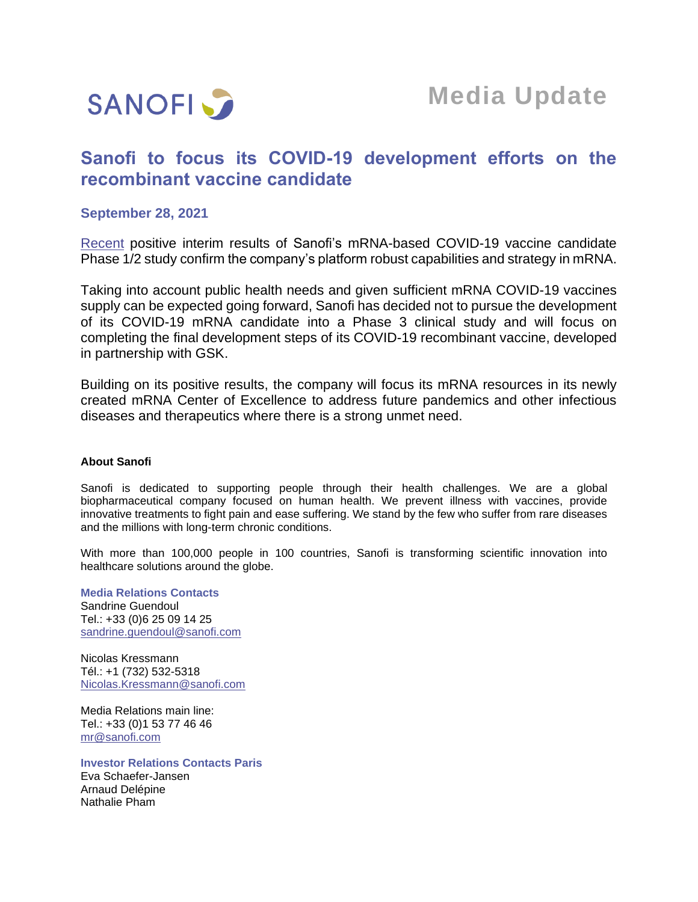SANOFI

**Media Update**

# Sanofi to focus its COVID-19 development efforts on the recombinant vaccine candidate

**September 28, 2021**

Recent positive interim results of Sanofi's mRNA-based COVID-19 vaccine candidate Phase 1/2 study confirm the company's platform robust capabilities and strategy in mRNA.

Taking into account public health needs and given sufficient mRNA COVID-19 vaccines supply can be expected going forward, Sanofi has decided not to pursue the development of its COVID-19 mRNA candidate into a Phase 3 clinical study and will focus on completing the final development steps of its COVID-19 recombinant vaccine, developed in partnership with GSK.

Building on its positive results, the company will focus its mRNA resources in its newly created mRNA Center of Excellence to address future pandemics and other infectious diseases and therapeutics where there is a strong unmet need.

**About Sanofi**

Sanofi is dedicated to supporting people through their health challenges. We are a global biopharmaceutical company focused on human health. We prevent illness with vaccines, provide innovative treatments to fight pain and ease suffering. We stand by the few who suffer from rare diseases and the millions with long-term chronic conditions.

With more than 100,000 people in 100 countries, Sanofi is transforming scientific innovation into healthcare solutions around the globe.

**Media Relations Contacts**
Sandrine Guendoul
Tel.: +33 (0)6 25 09 14 25
sandrine.guendoul@sanofi.com

Nicolas Kressmann
Tél.: +1 (732) 532-5318
Nicolas.Kressmann@sanofi.com

Media Relations main line:
Tel.: +33 (0)1 53 77 46 46
mr@sanofi.com

**Investor Relations Contacts Paris**
Eva Schaefer-Jansen
Arnaud Delépine
Nathalie Pham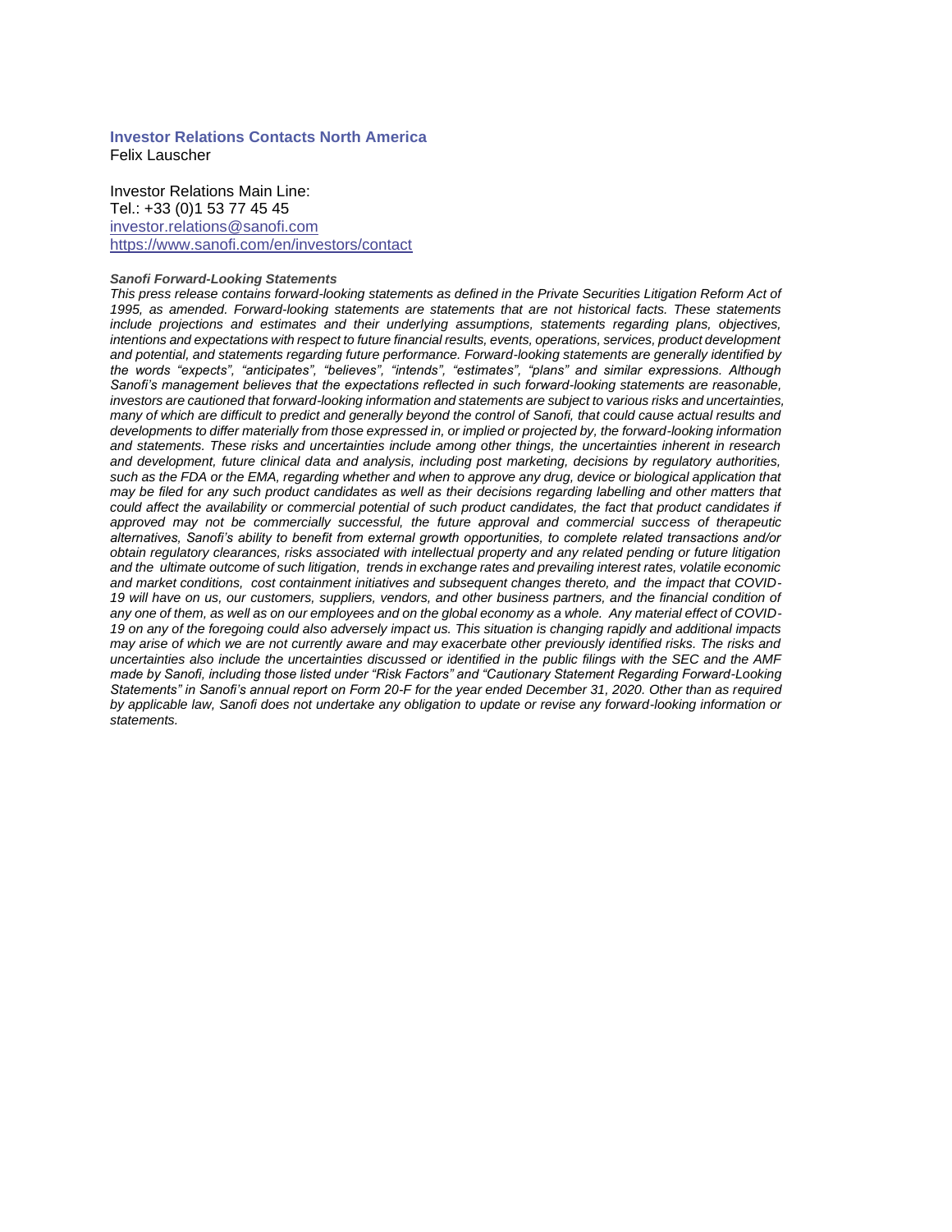**Investor Relations Contacts North America**
Felix Lauscher

Investor Relations Main Line:
Tel.: +33 (0)1 53 77 45 45
[investor.relations@sanofi.com](mailto:investor.relations@sanofi.com)
[https://www.sanofi.com/en/investors/contact](https://www.sanofi.com/en/investors/contact)

***Sanofi Forward-Looking Statements***

*This press release contains forward-looking statements as defined in the Private Securities Litigation Reform Act of 1995, as amended. Forward-looking statements are statements that are not historical facts. These statements include projections and estimates and their underlying assumptions, statements regarding plans, objectives, intentions and expectations with respect to future financial results, events, operations, services, product development and potential, and statements regarding future performance. Forward-looking statements are generally identified by the words "expects", "anticipates", "believes", "intends", "estimates", "plans" and similar expressions. Although Sanofi's management believes that the expectations reflected in such forward-looking statements are reasonable, investors are cautioned that forward-looking information and statements are subject to various risks and uncertainties, many of which are difficult to predict and generally beyond the control of Sanofi, that could cause actual results and developments to differ materially from those expressed in, or implied or projected by, the forward-looking information and statements. These risks and uncertainties include among other things, the uncertainties inherent in research and development, future clinical data and analysis, including post marketing, decisions by regulatory authorities, such as the FDA or the EMA, regarding whether and when to approve any drug, device or biological application that may be filed for any such product candidates as well as their decisions regarding labelling and other matters that could affect the availability or commercial potential of such product candidates, the fact that product candidates if approved may not be commercially successful, the future approval and commercial success of therapeutic alternatives, Sanofi's ability to benefit from external growth opportunities, to complete related transactions and/or obtain regulatory clearances, risks associated with intellectual property and any related pending or future litigation and the ultimate outcome of such litigation, trends in exchange rates and prevailing interest rates, volatile economic and market conditions, cost containment initiatives and subsequent changes thereto, and the impact that COVID-19 will have on us, our customers, suppliers, vendors, and other business partners, and the financial condition of any one of them, as well as on our employees and on the global economy as a whole. Any material effect of COVID-19 on any of the foregoing could also adversely impact us. This situation is changing rapidly and additional impacts may arise of which we are not currently aware and may exacerbate other previously identified risks. The risks and uncertainties also include the uncertainties discussed or identified in the public filings with the SEC and the AMF made by Sanofi, including those listed under "Risk Factors" and "Cautionary Statement Regarding Forward-Looking Statements" in Sanofi's annual report on Form 20-F for the year ended December 31, 2020. Other than as required by applicable law, Sanofi does not undertake any obligation to update or revise any forward-looking information or statements.*